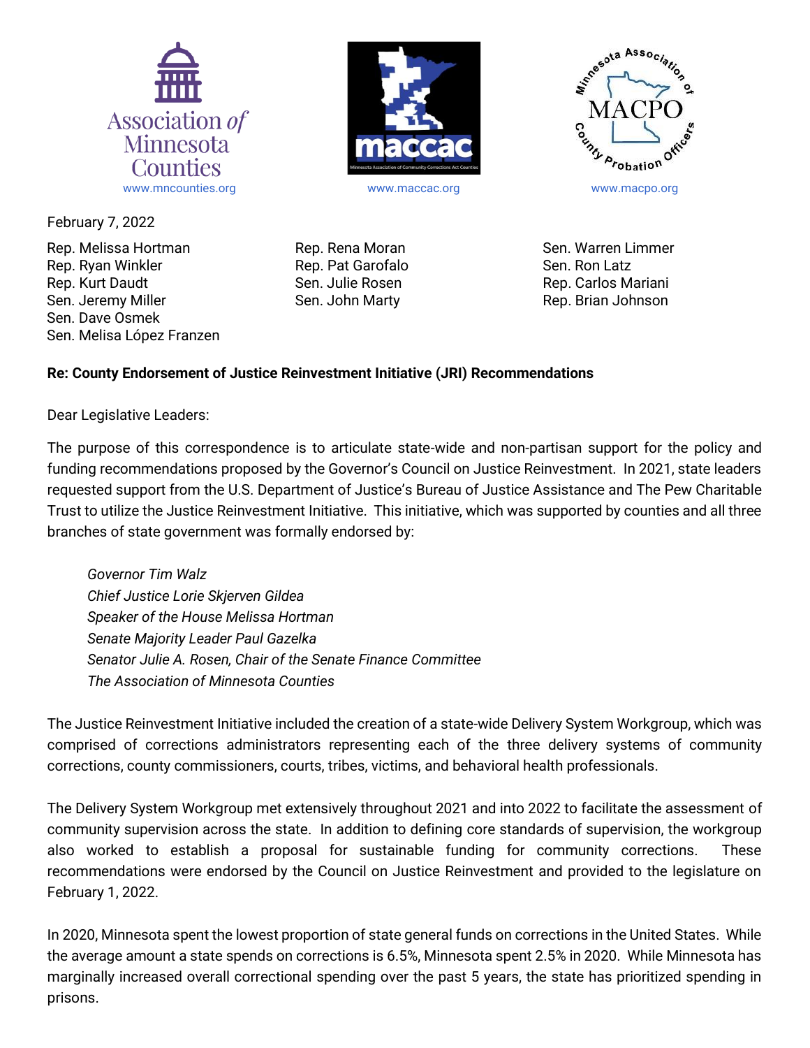Association of Minnesota Counties
www.mncounties.org

maccac
Minnesota Association of Community Corrections Act Counties
www.maccac.org

Minnesota Association of County Probation Officers
MACPO
www.macpo.org

February 7, 2022

Rep. Melissa Hortman
Rep. Ryan Winkler
Rep. Kurt Daudt
Sen. Jeremy Miller
Sen. Dave Osmek
Sen. Melisa López Franzen
Rep. Rena Moran
Rep. Pat Garofalo
Sen. Julie Rosen
Sen. John Marty
Sen. Warren Limmer
Sen. Ron Latz
Rep. Carlos Mariani
Rep. Brian Johnson

**Re: County Endorsement of Justice Reinvestment Initiative (JRI) Recommendations**

Dear Legislative Leaders:

The purpose of this correspondence is to articulate state-wide and non-partisan support for the policy and funding recommendations proposed by the Governor's Council on Justice Reinvestment. In 2021, state leaders requested support from the U.S. Department of Justice's Bureau of Justice Assistance and The Pew Charitable Trust to utilize the Justice Reinvestment Initiative. This initiative, which was supported by counties and all three branches of state government was formally endorsed by:

*Governor Tim Walz*
*Chief Justice Lorie Skjerven Gildea*
*Speaker of the House Melissa Hortman*
*Senate Majority Leader Paul Gazelka*
*Senator Julie A. Rosen, Chair of the Senate Finance Committee*
*The Association of Minnesota Counties*

The Justice Reinvestment Initiative included the creation of a state-wide Delivery System Workgroup, which was comprised of corrections administrators representing each of the three delivery systems of community corrections, county commissioners, courts, tribes, victims, and behavioral health professionals.

The Delivery System Workgroup met extensively throughout 2021 and into 2022 to facilitate the assessment of community supervision across the state. In addition to defining core standards of supervision, the workgroup also worked to establish a proposal for sustainable funding for community corrections. These recommendations were endorsed by the Council on Justice Reinvestment and provided to the legislature on February 1, 2022.

In 2020, Minnesota spent the lowest proportion of state general funds on corrections in the United States. While the average amount a state spends on corrections is 6.5%, Minnesota spent 2.5% in 2020. While Minnesota has marginally increased overall correctional spending over the past 5 years, the state has prioritized spending in prisons.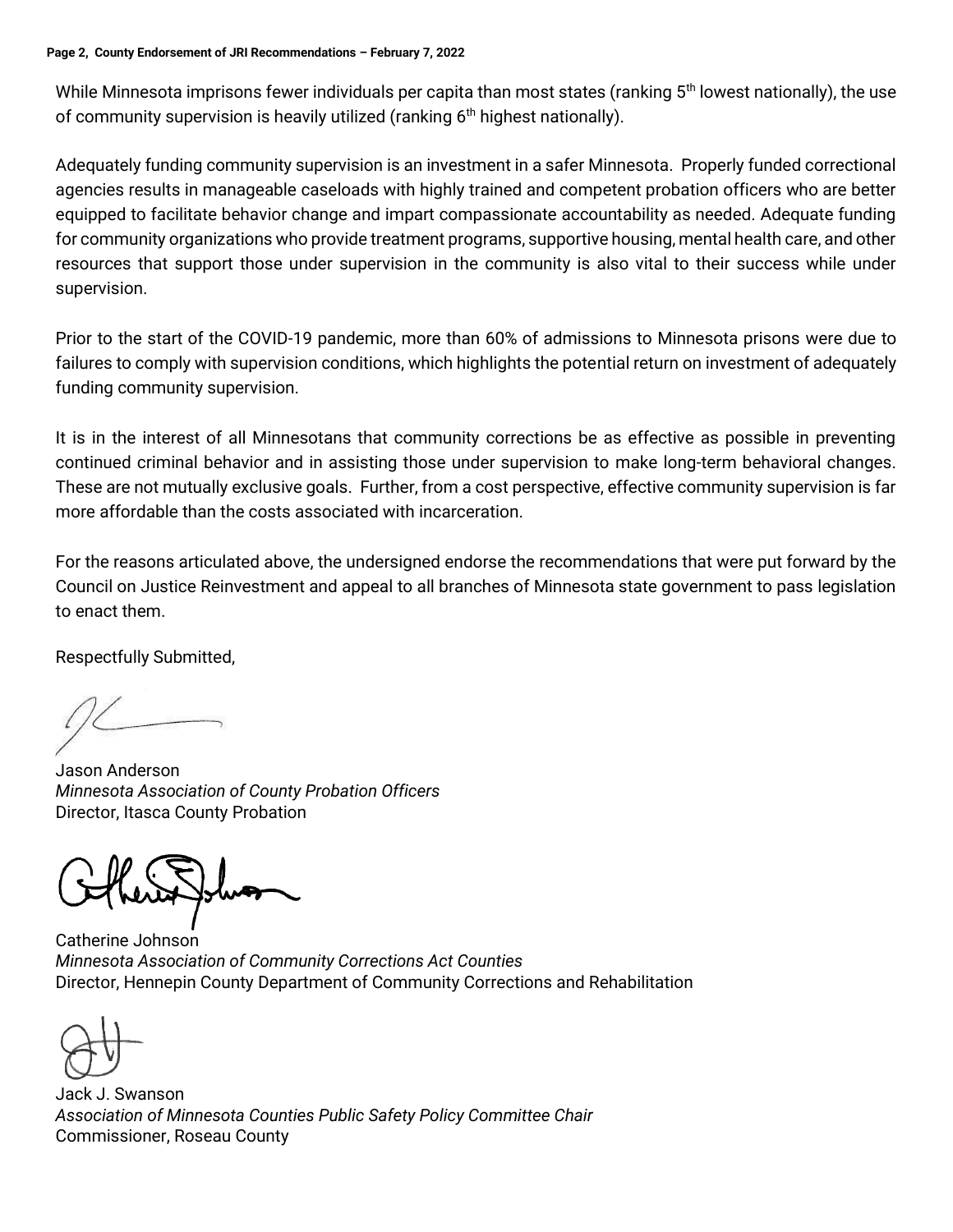While Minnesota imprisons fewer individuals per capita than most states (ranking 5th lowest nationally), the use of community supervision is heavily utilized (ranking 6th highest nationally).

Adequately funding community supervision is an investment in a safer Minnesota. Properly funded correctional agencies results in manageable caseloads with highly trained and competent probation officers who are better equipped to facilitate behavior change and impart compassionate accountability as needed. Adequate funding for community organizations who provide treatment programs, supportive housing, mental health care, and other resources that support those under supervision in the community is also vital to their success while under supervision.

Prior to the start of the COVID-19 pandemic, more than 60% of admissions to Minnesota prisons were due to failures to comply with supervision conditions, which highlights the potential return on investment of adequately funding community supervision.

It is in the interest of all Minnesotans that community corrections be as effective as possible in preventing continued criminal behavior and in assisting those under supervision to make long-term behavioral changes. These are not mutually exclusive goals. Further, from a cost perspective, effective community supervision is far more affordable than the costs associated with incarceration.

For the reasons articulated above, the undersigned endorse the recommendations that were put forward by the Council on Justice Reinvestment and appeal to all branches of Minnesota state government to pass legislation to enact them.

Respectfully Submitted,

Jason Anderson
*Minnesota Association of County Probation Officers*
Director, Itasca County Probation

Catherine Johnson
*Minnesota Association of Community Corrections Act Counties*
Director, Hennepin County Department of Community Corrections and Rehabilitation

Jack J. Swanson
*Association of Minnesota Counties Public Safety Policy Committee Chair*
Commissioner, Roseau County